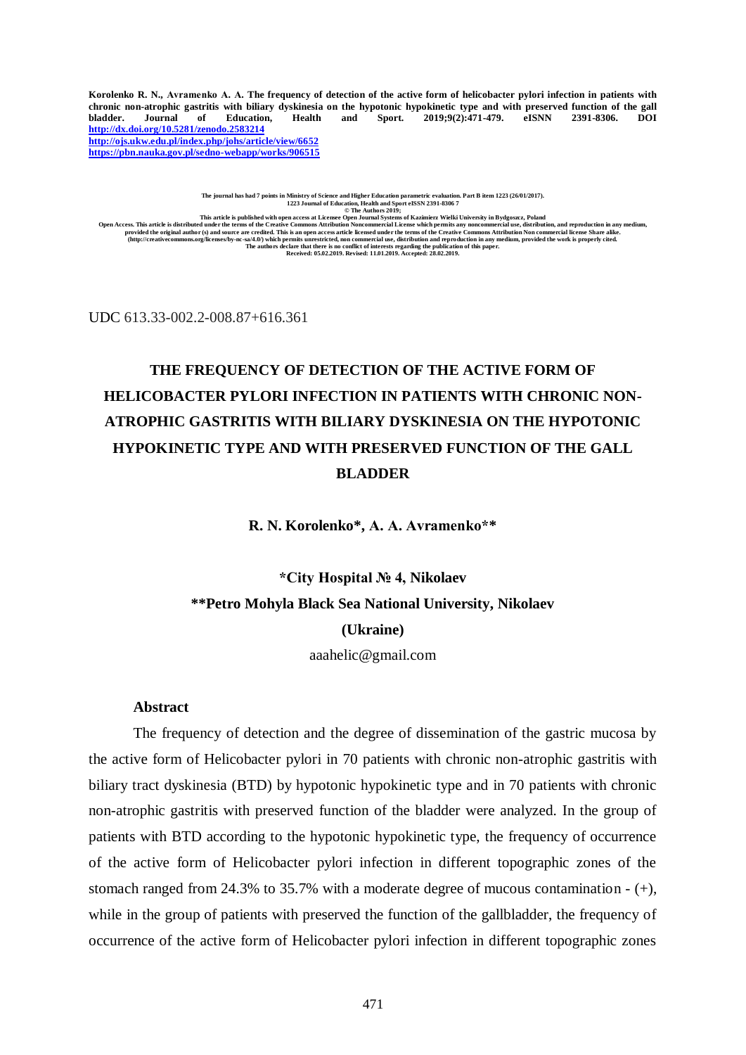**Korolenko R. N., Avramenko A. A. The frequency of detection of the active form of helicobacter pylori infection in patients with chronic non-atrophic gastritis with biliary dyskinesia on the hypotonic hypokinetic type and with preserved function of the gall bladder. Journal of Education, Health and Sport. 2019;9(2):471-479. eISNN 2391-8306. DOI http://dx.doi.org/10.5281/zenodo.2583214**
**http://ojs.ukw.edu.pl/index.php/johs/article/view/6652**
**https://pbn.nauka.gov.pl/sedno-webapp/works/906515**

The journal has had 7 points in Ministry of Science and Higher Education parametric evaluation. Part B item 1223 (26/01/2017).
1223 Journal of Education, Health and Sport eISSN 2391-8306 7
© The Authors 2019;
This article is published with open access at Licensee Open Journal Systems of Kazimierz Wielki University in Bydgoszcz, Poland
Open Access. This article is distributed under the terms of the Creative Commons Attribution Noncommercial License which permits any noncommercial use, distribution, and reproduction in any medium, provided the original author (s) and source are credited. This is an open access article licensed under the terms of the Creative Commons Attribution Non commercial license Share alike. (http://creativecommons.org/licenses/by-nc-sa/4.0/) which permits unrestricted, non commercial use, distribution and reproduction in any medium, provided the work is properly cited.
The authors declare that there is no conflict of interests regarding the publication of this paper.
Received: 05.02.2019. Revised: 11.01.2019. Accepted: 28.02.2019.

UDC 613.33-002.2-008.87+616.361

# THE FREQUENCY OF DETECTION OF THE ACTIVE FORM OF HELICOBACTER PYLORI INFECTION IN PATIENTS WITH CHRONIC NON-ATROPHIC GASTRITIS WITH BILIARY DYSKINESIA ON THE HYPOTONIC HYPOKINETIC TYPE AND WITH PRESERVED FUNCTION OF THE GALL BLADDER

**R. N. Korolenko\*, A. A. Avramenko\*\***

**\*City Hospital № 4, Nikolaev**
**\*\*Petro Mohyla Black Sea National University, Nikolaev**
**(Ukraine)**

aaahelic@gmail.com

## Abstract

The frequency of detection and the degree of dissemination of the gastric mucosa by the active form of Helicobacter pylori in 70 patients with chronic non-atrophic gastritis with biliary tract dyskinesia (BTD) by hypotonic hypokinetic type and in 70 patients with chronic non-atrophic gastritis with preserved function of the bladder were analyzed. In the group of patients with BTD according to the hypotonic hypokinetic type, the frequency of occurrence of the active form of Helicobacter pylori infection in different topographic zones of the stomach ranged from 24.3% to 35.7% with a moderate degree of mucous contamination - (+), while in the group of patients with preserved the function of the gallbladder, the frequency of occurrence of the active form of Helicobacter pylori infection in different topographic zones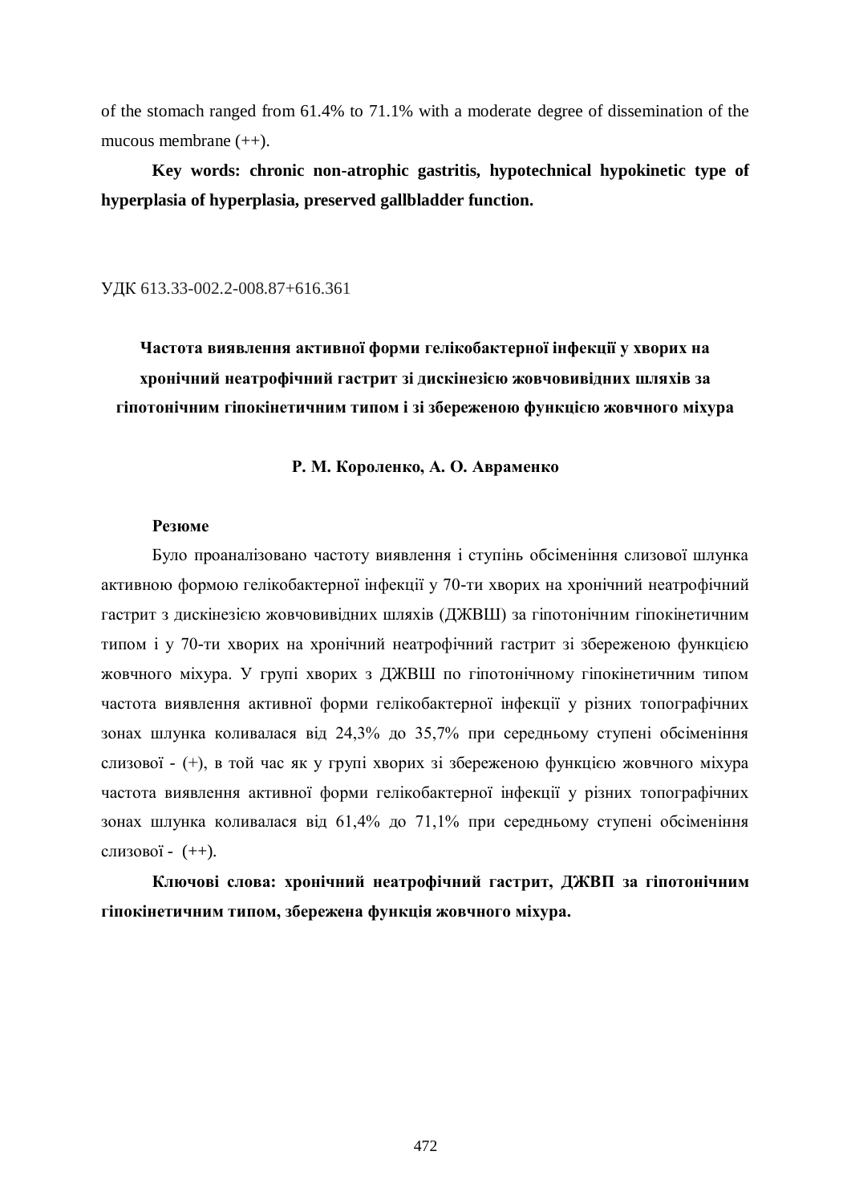of the stomach ranged from 61.4% to 71.1% with a moderate degree of dissemination of the mucous membrane (++).

**Key words: chronic non-atrophic gastritis, hypotechnical hypokinetic type of hyperplasia of hyperplasia, preserved gallbladder function.**

УДК 613.33-002.2-008.87+616.361

## Частота виявлення активної форми гелікобактерної інфекції у хворих на хронічний неатрофічний гастрит зі дискінезією жовчовивідних шляхів за гіпотонічним гіпокінетичним типом і зі збереженою функцією жовчного міхура

**Р. М. Короленко, А. О. Авраменко**

**Резюме**

Було проаналізовано частоту виявлення і ступінь обсіменіння слизової шлунка активною формою гелікобактерної інфекції у 70-ти хворих на хронічний неатрофічний гастрит з дискінезією жовчовивідних шляхів (ДЖВШ) за гіпотонічним гіпокінетичним типом і у 70-ти хворих на хронічний неатрофічний гастрит зі збереженою функцією жовчного міхура. У групі хворих з ДЖВШ по гіпотонічному гіпокінетичним типом частота виявлення активної форми гелікобактерної інфекції у різних топографічних зонах шлунка коливалася від 24,3% до 35,7% при середньому ступені обсіменіння слизової - (+), в той час як у групі хворих зі збереженою функцією жовчного міхура частота виявлення активної форми гелікобактерної інфекції у різних топографічних зонах шлунка коливалася від 61,4% до 71,1% при середньому ступені обсіменіння слизової - (++).

**Ключові слова: хронічний неатрофічний гастрит, ДЖВП за гіпотонічним гіпокінетичним типом, збережена функція жовчного міхура.**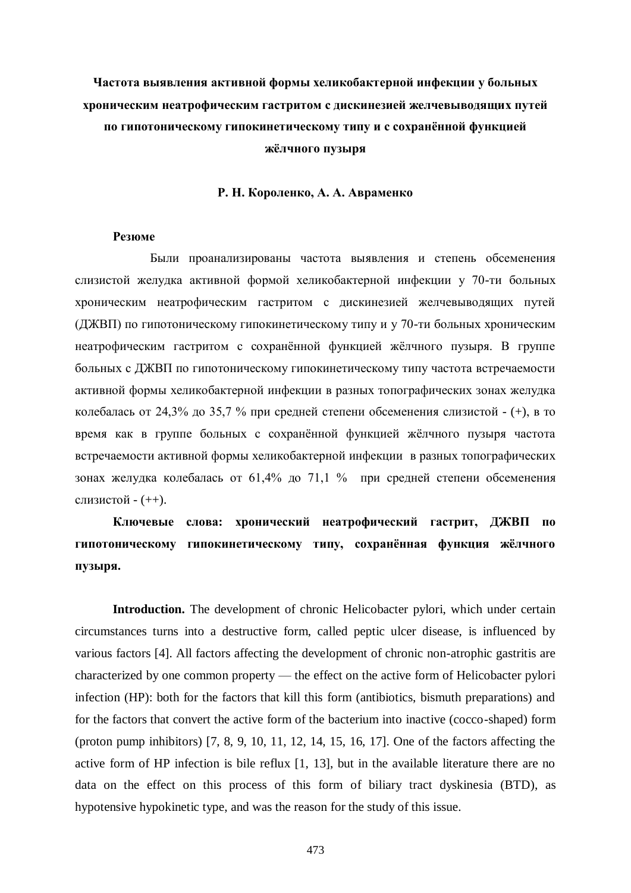**Частота выявления активной формы хеликобактерной инфекции у больных хроническим неатрофическим гастритом с дискинезией желчевыводящих путей по гипотоническому гипокинетическому типу и с сохранённой функцией жёлчного пузыря**

**Р. Н. Короленко, А. А. Авраменко**

**Резюме**

Были проанализированы частота выявления и степень обсеменения слизистой желудка активной формой хеликобактерной инфекции у 70-ти больных хроническим неатрофическим гастритом с дискинезией желчевыводящих путей (ДЖВП) по гипотоническому гипокинетическому типу и у 70-ти больных хроническим неатрофическим гастритом с сохранённой функцией жёлчного пузыря. В группе больных с ДЖВП по гипотоническому гипокинетическому типу частота встречаемости активной формы хеликобактерной инфекции в разных топографических зонах желудка колебалась от 24,3% до 35,7 % при средней степени обсеменения слизистой - (+), в то время как в группе больных с сохранённой функцией жёлчного пузыря частота встречаемости активной формы хеликобактерной инфекции в разных топографических зонах желудка колебалась от 61,4% до 71,1 % при средней степени обсеменения слизистой - (++).

**Ключевые слова: хронический неатрофический гастрит, ДЖВП по гипотоническому гипокинетическому типу, сохранённая функция жёлчного пузыря.**

**Introduction.** The development of chronic Helicobacter pylori, which under certain circumstances turns into a destructive form, called peptic ulcer disease, is influenced by various factors [4]. All factors affecting the development of chronic non-atrophic gastritis are characterized by one common property — the effect on the active form of Helicobacter pylori infection (HP): both for the factors that kill this form (antibiotics, bismuth preparations) and for the factors that convert the active form of the bacterium into inactive (cocco-shaped) form (proton pump inhibitors) [7, 8, 9, 10, 11, 12, 14, 15, 16, 17]. One of the factors affecting the active form of HP infection is bile reflux [1, 13], but in the available literature there are no data on the effect on this process of this form of biliary tract dyskinesia (BTD), as hypotensive hypokinetic type, and was the reason for the study of this issue.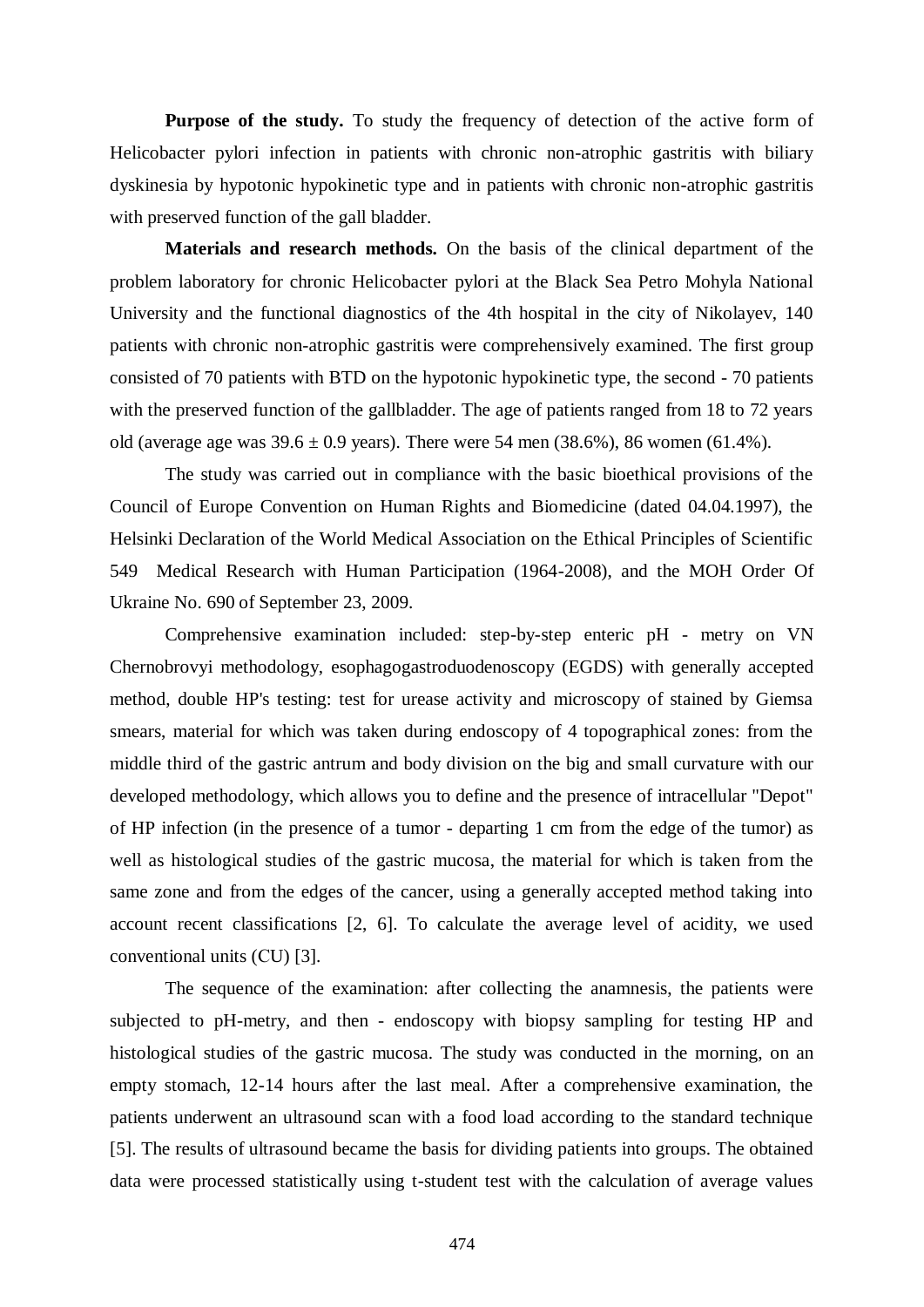**Purpose of the study.** To study the frequency of detection of the active form of Helicobacter pylori infection in patients with chronic non-atrophic gastritis with biliary dyskinesia by hypotonic hypokinetic type and in patients with chronic non-atrophic gastritis with preserved function of the gall bladder.

**Materials and research methods.** On the basis of the clinical department of the problem laboratory for chronic Helicobacter pylori at the Black Sea Petro Mohyla National University and the functional diagnostics of the 4th hospital in the city of Nikolayev, 140 patients with chronic non-atrophic gastritis were comprehensively examined. The first group consisted of 70 patients with BTD on the hypotonic hypokinetic type, the second - 70 patients with the preserved function of the gallbladder. The age of patients ranged from 18 to 72 years old (average age was $39.6 \pm 0.9$ years). There were 54 men (38.6%), 86 women (61.4%).

The study was carried out in compliance with the basic bioethical provisions of the Council of Europe Convention on Human Rights and Biomedicine (dated 04.04.1997), the Helsinki Declaration of the World Medical Association on the Ethical Principles of Scientific 549 Medical Research with Human Participation (1964-2008), and the MOH Order Of Ukraine No. 690 of September 23, 2009.

Comprehensive examination included: step-by-step enteric pH - metry on VN Chernobrovyi methodology, esophagogastroduodenoscopy (EGDS) with generally accepted method, double HP's testing: test for urease activity and microscopy of stained by Giemsa smears, material for which was taken during endoscopy of 4 topographical zones: from the middle third of the gastric antrum and body division on the big and small curvature with our developed methodology, which allows you to define and the presence of intracellular "Depot" of HP infection (in the presence of a tumor - departing 1 cm from the edge of the tumor) as well as histological studies of the gastric mucosa, the material for which is taken from the same zone and from the edges of the cancer, using a generally accepted method taking into account recent classifications [2, 6]. To calculate the average level of acidity, we used conventional units (CU) [3].

The sequence of the examination: after collecting the anamnesis, the patients were subjected to pH-metry, and then - endoscopy with biopsy sampling for testing HP and histological studies of the gastric mucosa. The study was conducted in the morning, on an empty stomach, 12-14 hours after the last meal. After a comprehensive examination, the patients underwent an ultrasound scan with a food load according to the standard technique [5]. The results of ultrasound became the basis for dividing patients into groups. The obtained data were processed statistically using t-student test with the calculation of average values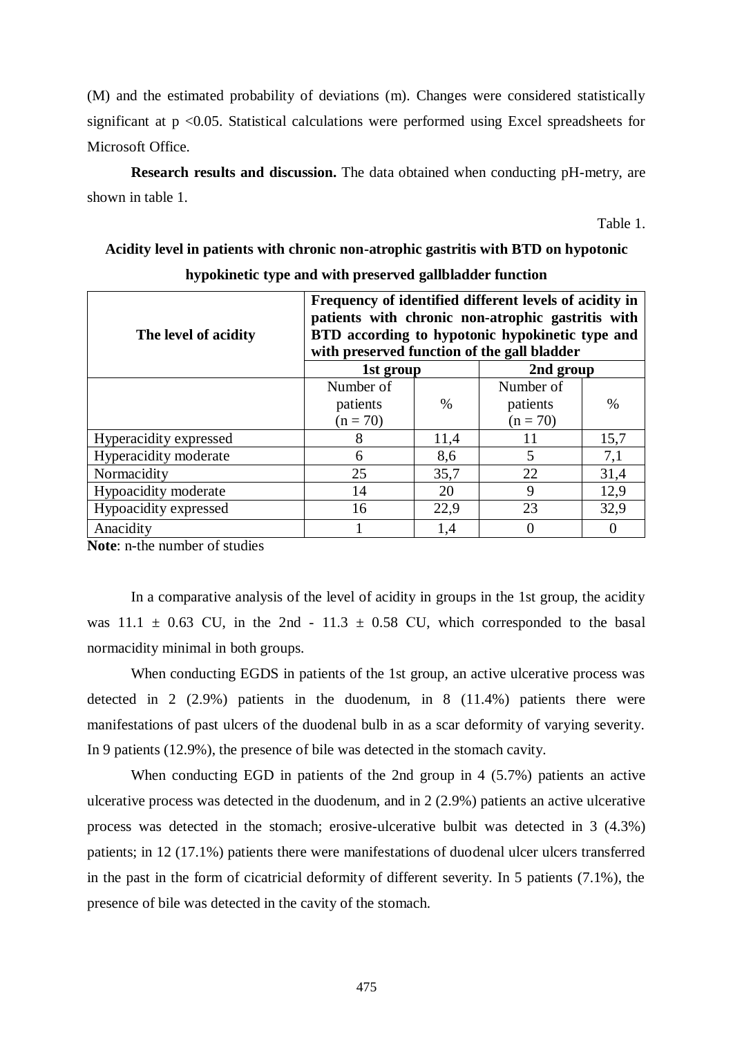(M) and the estimated probability of deviations (m). Changes were considered statistically significant at $p < 0.05$. Statistical calculations were performed using Excel spreadsheets for Microsoft Office.

**Research results and discussion.** The data obtained when conducting pH-metry, are shown in table 1.

Table 1.

**Acidity level in patients with chronic non-atrophic gastritis with BTD on hypotonic hypokinetic type and with preserved gallbladder function**

| The level of acidity | Frequency of identified different levels of acidity in patients with chronic non-atrophic gastritis with BTD according to hypotonic hypokinetic type and with preserved function of the gall bladder | | | |
|---|---|---|---|---|
| | 1st group | | 2nd group | |
| | Number of patients (n = 70) | % | Number of patients (n = 70) | % |
| Hyperacidity expressed | 8 | 11,4 | 11 | 15,7 |
| Hyperacidity moderate | 6 | 8,6 | 5 | 7,1 |
| Normacidity | 25 | 35,7 | 22 | 31,4 |
| Hypoacidity moderate | 14 | 20 | 9 | 12,9 |
| Hypoacidity expressed | 16 | 22,9 | 23 | 32,9 |
| Anacidity | 1 | 1,4 | 0 | 0 |

**Note**: n-the number of studies

In a comparative analysis of the level of acidity in groups in the 1st group, the acidity was $11.1 \pm 0.63$ CU, in the 2nd - $11.3 \pm 0.58$ CU, which corresponded to the basal normacidity minimal in both groups.

When conducting EGDS in patients of the 1st group, an active ulcerative process was detected in 2 (2.9%) patients in the duodenum, in 8 (11.4%) patients there were manifestations of past ulcers of the duodenal bulb in as a scar deformity of varying severity. In 9 patients (12.9%), the presence of bile was detected in the stomach cavity.

When conducting EGD in patients of the 2nd group in 4 (5.7%) patients an active ulcerative process was detected in the duodenum, and in 2 (2.9%) patients an active ulcerative process was detected in the stomach; erosive-ulcerative bulbit was detected in 3 (4.3%) patients; in 12 (17.1%) patients there were manifestations of duodenal ulcer ulcers transferred in the past in the form of cicatricial deformity of different severity. In 5 patients (7.1%), the presence of bile was detected in the cavity of the stomach.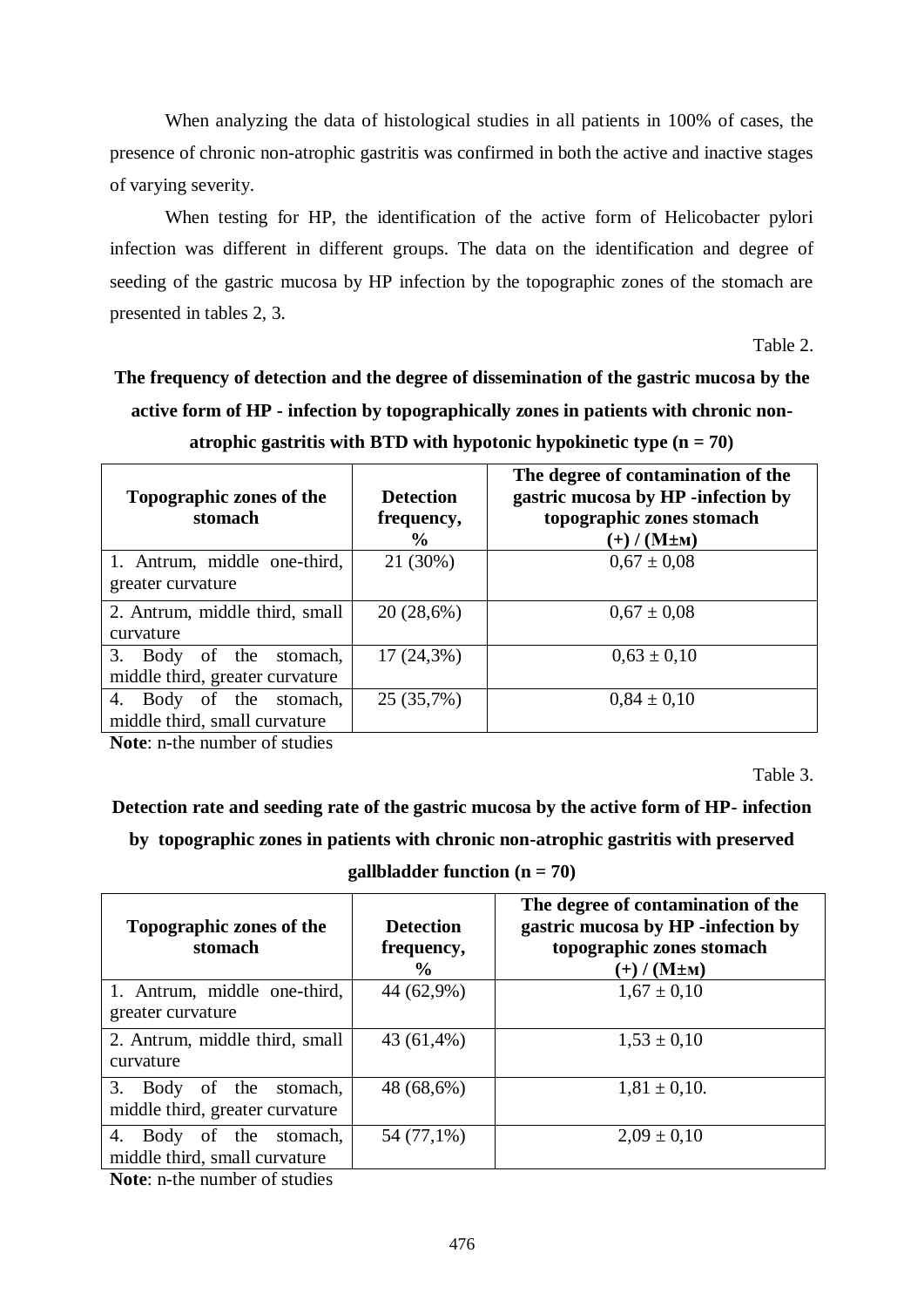When analyzing the data of histological studies in all patients in 100% of cases, the presence of chronic non-atrophic gastritis was confirmed in both the active and inactive stages of varying severity.

When testing for HP, the identification of the active form of Helicobacter pylori infection was different in different groups. The data on the identification and degree of seeding of the gastric mucosa by HP infection by the topographic zones of the stomach are presented in tables 2, 3.

Table 2.

**The frequency of detection and the degree of dissemination of the gastric mucosa by the active form of HP - infection by topographically zones in patients with chronic non-atrophic gastritis with BTD with hypotonic hypokinetic type (n = 70)**

| Topographic zones of the stomach | Detection frequency, % | The degree of contamination of the gastric mucosa by HP -infection by topographic zones stomach (+) / (M±м) |
|---|---|---|
| 1. Antrum, middle one-third, greater curvature | 21 (30%) | 0,67 ± 0,08 |
| 2. Antrum, middle third, small curvature | 20 (28,6%) | 0,67 ± 0,08 |
| 3. Body of the stomach, middle third, greater curvature | 17 (24,3%) | 0,63 ± 0,10 |
| 4. Body of the stomach, middle third, small curvature | 25 (35,7%) | 0,84 ± 0,10 |

**Note**: n-the number of studies

Table 3.

**Detection rate and seeding rate of the gastric mucosa by the active form of HP- infection by topographic zones in patients with chronic non-atrophic gastritis with preserved gallbladder function (n = 70)**

| Topographic zones of the stomach | Detection frequency, % | The degree of contamination of the gastric mucosa by HP -infection by topographic zones stomach (+) / (M±м) |
|---|---|---|
| 1. Antrum, middle one-third, greater curvature | 44 (62,9%) | 1,67 ± 0,10 |
| 2. Antrum, middle third, small curvature | 43 (61,4%) | 1,53 ± 0,10 |
| 3. Body of the stomach, middle third, greater curvature | 48 (68,6%) | 1,81 ± 0,10. |
| 4. Body of the stomach, middle third, small curvature | 54 (77,1%) | 2,09 ± 0,10 |

**Note**: n-the number of studies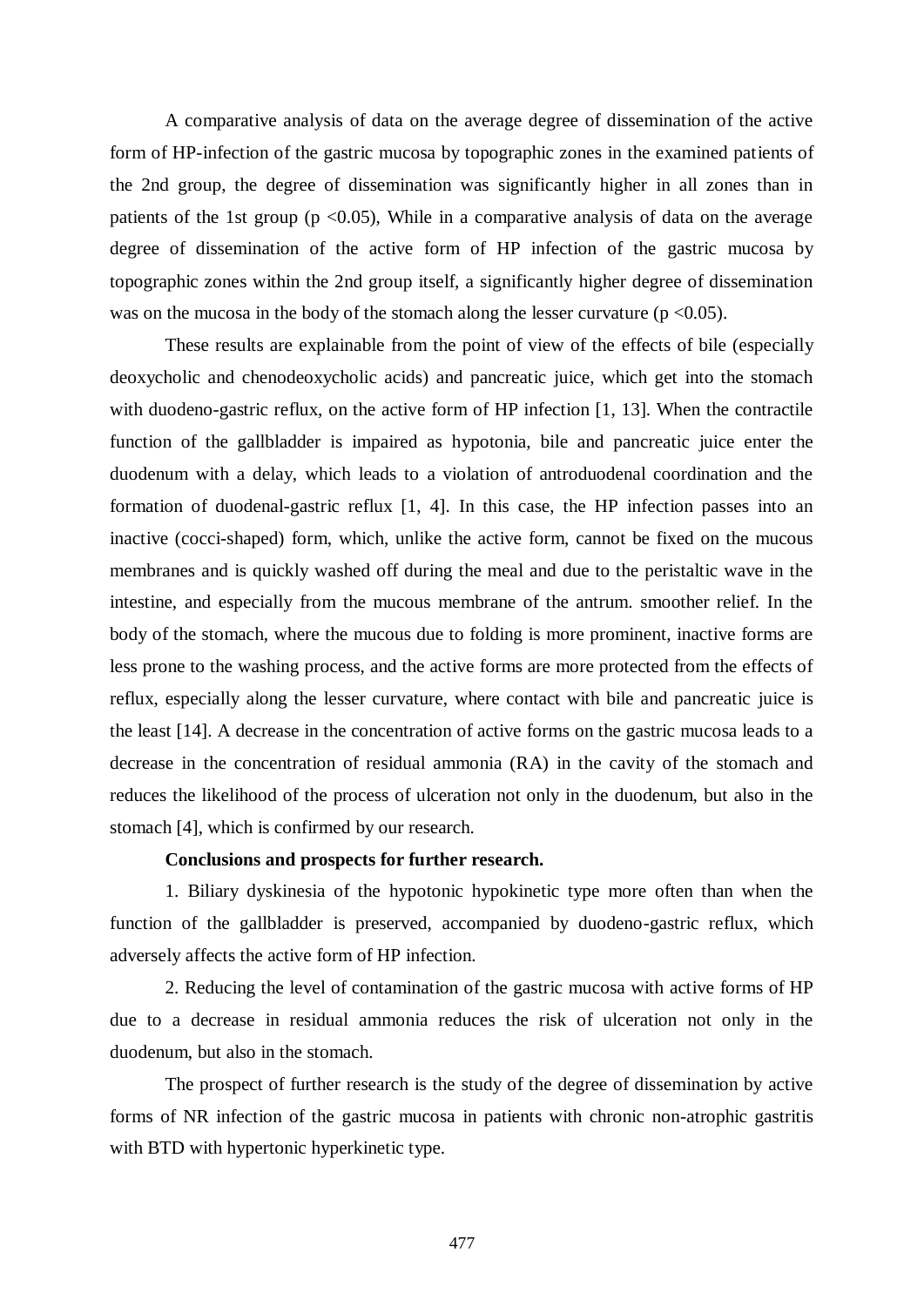A comparative analysis of data on the average degree of dissemination of the active form of HP-infection of the gastric mucosa by topographic zones in the examined patients of the 2nd group, the degree of dissemination was significantly higher in all zones than in patients of the 1st group ($p < 0.05$), While in a comparative analysis of data on the average degree of dissemination of the active form of HP infection of the gastric mucosa by topographic zones within the 2nd group itself, a significantly higher degree of dissemination was on the mucosa in the body of the stomach along the lesser curvature ($p < 0.05$).

These results are explainable from the point of view of the effects of bile (especially deoxycholic and chenodeoxycholic acids) and pancreatic juice, which get into the stomach with duodeno-gastric reflux, on the active form of HP infection [1, 13]. When the contractile function of the gallbladder is impaired as hypotonia, bile and pancreatic juice enter the duodenum with a delay, which leads to a violation of antroduodenal coordination and the formation of duodenal-gastric reflux [1, 4]. In this case, the HP infection passes into an inactive (cocci-shaped) form, which, unlike the active form, cannot be fixed on the mucous membranes and is quickly washed off during the meal and due to the peristaltic wave in the intestine, and especially from the mucous membrane of the antrum. smoother relief. In the body of the stomach, where the mucous due to folding is more prominent, inactive forms are less prone to the washing process, and the active forms are more protected from the effects of reflux, especially along the lesser curvature, where contact with bile and pancreatic juice is the least [14]. A decrease in the concentration of active forms on the gastric mucosa leads to a decrease in the concentration of residual ammonia (RA) in the cavity of the stomach and reduces the likelihood of the process of ulceration not only in the duodenum, but also in the stomach [4], which is confirmed by our research.

**Conclusions and prospects for further research.**

1. Biliary dyskinesia of the hypotonic hypokinetic type more often than when the function of the gallbladder is preserved, accompanied by duodeno-gastric reflux, which adversely affects the active form of HP infection.

2. Reducing the level of contamination of the gastric mucosa with active forms of HP due to a decrease in residual ammonia reduces the risk of ulceration not only in the duodenum, but also in the stomach.

The prospect of further research is the study of the degree of dissemination by active forms of NR infection of the gastric mucosa in patients with chronic non-atrophic gastritis with BTD with hypertonic hyperkinetic type.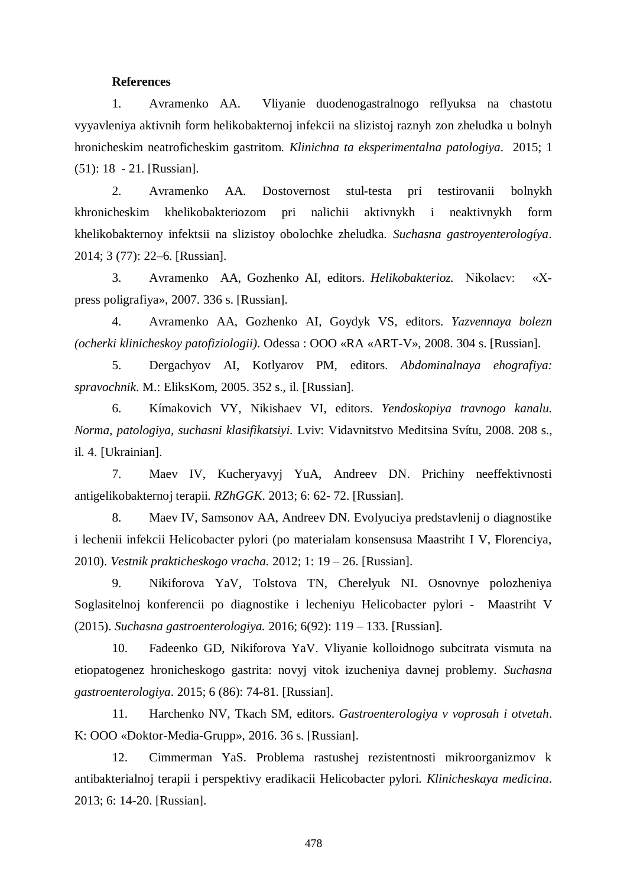**References**

1. Avramenko AA. Vliyanie duodenogastralnogo reflyuksa na chastotu vyyavleniya aktivnih form helikobakternoj infekcii na slizistoj raznyh zon zheludka u bolnyh hronicheskim neatroficheskim gastritom. *Klinichna ta eksperimentalna patologiya*. 2015; 1 (51): 18 - 21. [Russian].

2. Avramenko AA. Dostovernost stul-testa pri testirovanii bolnykh khronicheskim khelikobakteriozom pri nalichii aktivnykh i neaktivnykh form khelikobakternoy infektsii na slizistoy obolochke zheludka. *Suchasna gastroyenterologíya*. 2014; 3 (77): 22–6. [Russian].

3. Avramenko AA, Gozhenko AI, editors. *Helikobakterioz.* Nikolaev: «X-press poligrafiya», 2007. 336 s. [Russian].

4. Avramenko AA, Gozhenko AI, Goydyk VS, editors. *Yazvennaya bolezn (ocherki klinicheskoy patofiziologii)*. Odessa : OOO «RA «ART-V», 2008. 304 s. [Russian].

5. Dergachyov AI, Kotlyarov PM, editors. *Abdominalnaya ehografiya: spravochnik*. M.: EliksKom, 2005. 352 s., il. [Russian].

6. Kímakovich VY, Nikishaev VI, editors. *Yendoskopiya travnogo kanalu. Norma, patologiya, suchasni klasifikatsiyi.* Lviv: Vidavnitstvo Meditsina Svítu, 2008. 208 s., il. 4. [Ukrainian].

7. Maev IV, Kucheryavyj YuA, Andreev DN. Prichiny neeffektivnosti antigelikobakternoj terapii. *RZhGGK*. 2013; 6: 62- 72. [Russian].

8. Maev IV, Samsonov AA, Andreev DN. Evolyuciya predstavlenij o diagnostike i lechenii infekcii Helicobacter pylori (po materialam konsensusa Maastriht I V, Florenciya, 2010). *Vestnik prakticheskogo vracha.* 2012; 1: 19 – 26. [Russian].

9. Nikiforova YaV, Tolstova TN, Cherelyuk NI. Osnovnye polozheniya Soglasitelnoj konferencii po diagnostike i lecheniyu Helicobacter pylori - Maastriht V (2015). *Suchasna gastroenterologiya.* 2016; 6(92): 119 – 133. [Russian].

10. Fadeenko GD, Nikiforova YaV. Vliyanie kolloidnogo subcitrata vismuta na etiopatogenez hronicheskogo gastrita: novyj vitok izucheniya davnej problemy. *Suchasna gastroenterologiya*. 2015; 6 (86): 74-81. [Russian].

11. Harchenko NV, Tkach SM, editors. *Gastroenterologiya v voprosah i otvetah*. K: OOO «Doktor-Media-Grupp», 2016. 36 s. [Russian].

12. Cimmerman YaS. Problema rastushej rezistentnosti mikroorganizmov k antibakterialnoj terapii i perspektivy eradikacii Helicobacter pylori. *Klinicheskaya medicina*. 2013; 6: 14-20. [Russian].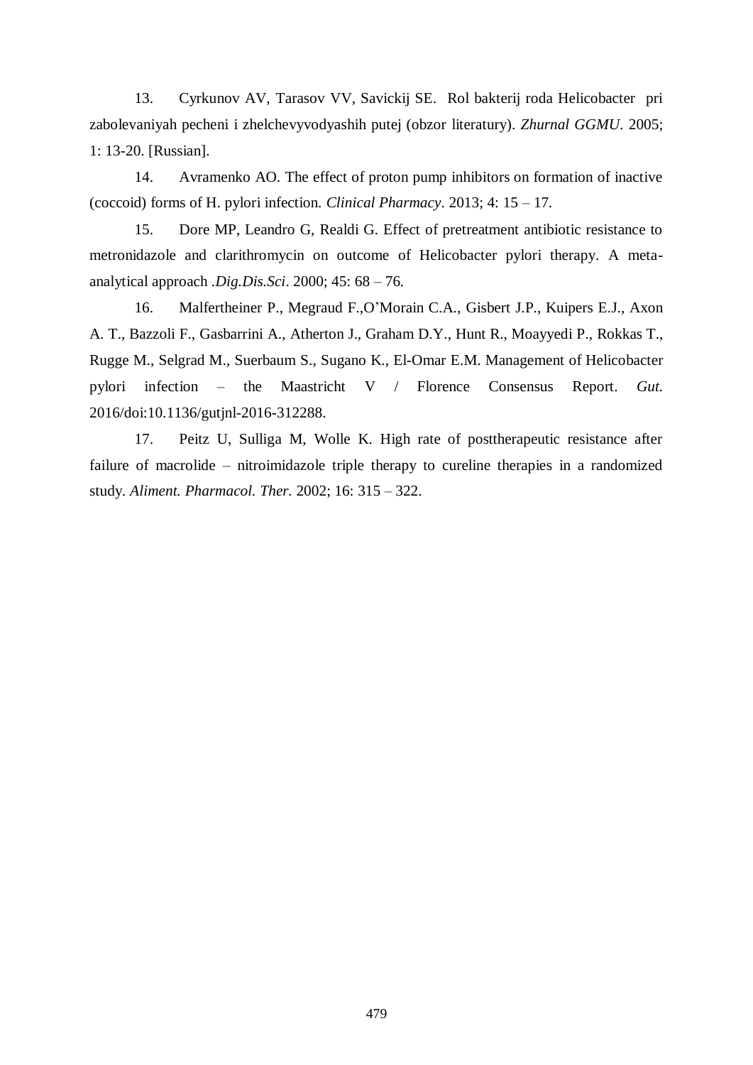13. Cyrkunov AV, Tarasov VV, Savickij SE. Rol bakterij roda Helicobacter pri zabolevaniyah pecheni i zhelchevyvodyashih putej (obzor literatury). *Zhurnal GGMU*. 2005; 1: 13-20. [Russian].

14. Avramenko AO. The effect of proton pump inhibitors on formation of inactive (coccoid) forms of H. pylori infection. *Clinical Pharmacy*. 2013; 4: 15 – 17.

15. Dore MP, Leandro G, Realdi G. Effect of pretreatment antibiotic resistance to metronidazole and clarithromycin on outcome of Helicobacter pylori therapy. A meta-analytical approach .*Dig.Dis.Sci*. 2000; 45: 68 – 76.

16. Malfertheiner P., Megraud F.,O'Morain C.A., Gisbert J.P., Kuipers E.J., Axon A. T., Bazzoli F., Gasbarrini A., Atherton J., Graham D.Y., Hunt R., Moayyedi P., Rokkas T., Rugge M., Selgrad M., Suerbaum S., Sugano K., El-Omar E.M. Management of Helicobacter pylori infection – the Maastricht V / Florence Consensus Report. *Gut.* 2016/doi:10.1136/gutjnl-2016-312288.

17. Peitz U, Sulliga M, Wolle K. High rate of posttherapeutic resistance after failure of macrolide – nitroimidazole triple therapy to cureline therapies in a randomized study. *Aliment. Pharmacol. Ther.* 2002; 16: 315 – 322.